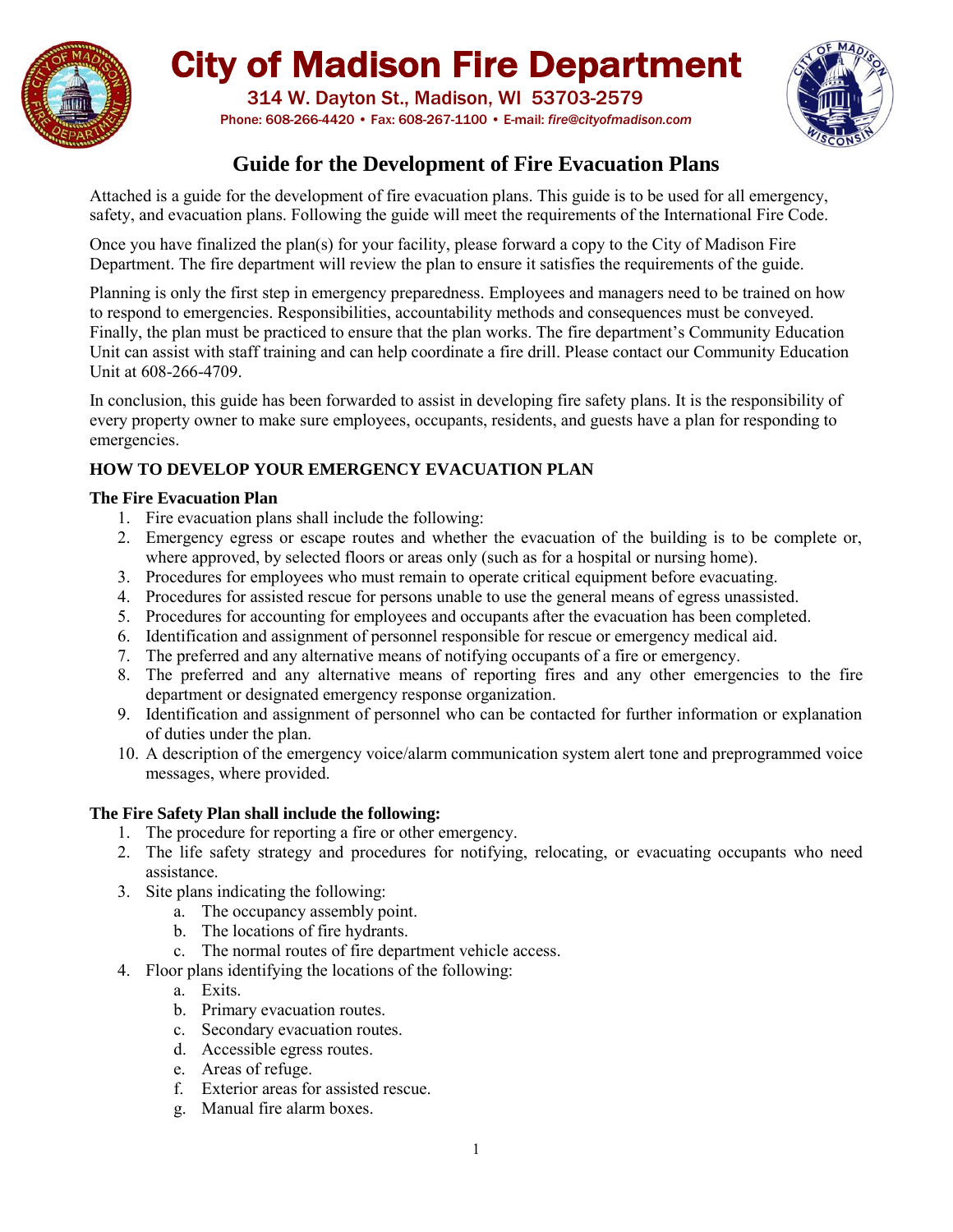# City of Madison Fire Department

314 W. Dayton St., Madison, WI 53703-2579

Phone: 608-266-4420 • Fax: 608-267-1100 • E-mail: *fire@cityofmadison.com*

## Guide for the Development of Fire Evacuation Plans

Attached is a guide for the development of fire evacuation plans. This guide is to be used for all emergency, safety, and evacuation plans. Following the guide will meet the requirements of the International Fire Code.

Once you have finalized the plan(s) for your facility, please forward a copy to the City of Madison Fire Department. The fire department will review the plan to ensure it satisfies the requirements of the guide.

Planning is only the first step in emergency preparedness. Employees and managers need to be trained on how to respond to emergencies. Responsibilities, accountability methods and consequences must be conveyed. Finally, the plan must be practiced to ensure that the plan works. The fire department's Community Education Unit can assist with staff training and can help coordinate a fire drill. Please contact our Community Education Unit at 608-266-4709.

In conclusion, this guide has been forwarded to assist in developing fire safety plans. It is the responsibility of every property owner to make sure employees, occupants, residents, and guests have a plan for responding to emergencies.

### HOW TO DEVELOP YOUR EMERGENCY EVACUATION PLAN

**The Fire Evacuation Plan**

1. Fire evacuation plans shall include the following:
2. Emergency egress or escape routes and whether the evacuation of the building is to be complete or, where approved, by selected floors or areas only (such as for a hospital or nursing home).
3. Procedures for employees who must remain to operate critical equipment before evacuating.
4. Procedures for assisted rescue for persons unable to use the general means of egress unassisted.
5. Procedures for accounting for employees and occupants after the evacuation has been completed.
6. Identification and assignment of personnel responsible for rescue or emergency medical aid.
7. The preferred and any alternative means of notifying occupants of a fire or emergency.
8. The preferred and any alternative means of reporting fires and any other emergencies to the fire department or designated emergency response organization.
9. Identification and assignment of personnel who can be contacted for further information or explanation of duties under the plan.
10. A description of the emergency voice/alarm communication system alert tone and preprogrammed voice messages, where provided.

**The Fire Safety Plan shall include the following:**

1. The procedure for reporting a fire or other emergency.
2. The life safety strategy and procedures for notifying, relocating, or evacuating occupants who need assistance.
3. Site plans indicating the following:
   a. The occupancy assembly point.
   b. The locations of fire hydrants.
   c. The normal routes of fire department vehicle access.
4. Floor plans identifying the locations of the following:
   a. Exits.
   b. Primary evacuation routes.
   c. Secondary evacuation routes.
   d. Accessible egress routes.
   e. Areas of refuge.
   f. Exterior areas for assisted rescue.
   g. Manual fire alarm boxes.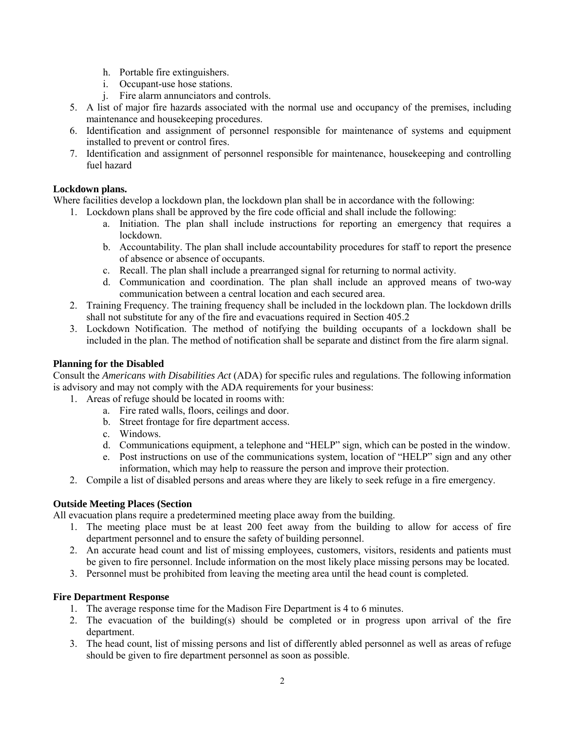h. Portable fire extinguishers.
   i. Occupant-use hose stations.
   j. Fire alarm annunciators and controls.
5. A list of major fire hazards associated with the normal use and occupancy of the premises, including maintenance and housekeeping procedures.
6. Identification and assignment of personnel responsible for maintenance of systems and equipment installed to prevent or control fires.
7. Identification and assignment of personnel responsible for maintenance, housekeeping and controlling fuel hazard

**Lockdown plans.**

Where facilities develop a lockdown plan, the lockdown plan shall be in accordance with the following:

1. Lockdown plans shall be approved by the fire code official and shall include the following:
   a. Initiation. The plan shall include instructions for reporting an emergency that requires a lockdown.
   b. Accountability. The plan shall include accountability procedures for staff to report the presence of absence or absence of occupants.
   c. Recall. The plan shall include a prearranged signal for returning to normal activity.
   d. Communication and coordination. The plan shall include an approved means of two-way communication between a central location and each secured area.
2. Training Frequency. The training frequency shall be included in the lockdown plan. The lockdown drills shall not substitute for any of the fire and evacuations required in Section 405.2
3. Lockdown Notification. The method of notifying the building occupants of a lockdown shall be included in the plan. The method of notification shall be separate and distinct from the fire alarm signal.

**Planning for the Disabled**

Consult the *Americans with Disabilities Act* (ADA) for specific rules and regulations. The following information is advisory and may not comply with the ADA requirements for your business:

1. Areas of refuge should be located in rooms with:
   a. Fire rated walls, floors, ceilings and door.
   b. Street frontage for fire department access.
   c. Windows.
   d. Communications equipment, a telephone and "HELP" sign, which can be posted in the window.
   e. Post instructions on use of the communications system, location of "HELP" sign and any other information, which may help to reassure the person and improve their protection.
2. Compile a list of disabled persons and areas where they are likely to seek refuge in a fire emergency.

**Outside Meeting Places (Section**

All evacuation plans require a predetermined meeting place away from the building.

1. The meeting place must be at least 200 feet away from the building to allow for access of fire department personnel and to ensure the safety of building personnel.
2. An accurate head count and list of missing employees, customers, visitors, residents and patients must be given to fire personnel. Include information on the most likely place missing persons may be located.
3. Personnel must be prohibited from leaving the meeting area until the head count is completed.

**Fire Department Response**

1. The average response time for the Madison Fire Department is 4 to 6 minutes.
2. The evacuation of the building(s) should be completed or in progress upon arrival of the fire department.
3. The head count, list of missing persons and list of differently abled personnel as well as areas of refuge should be given to fire department personnel as soon as possible.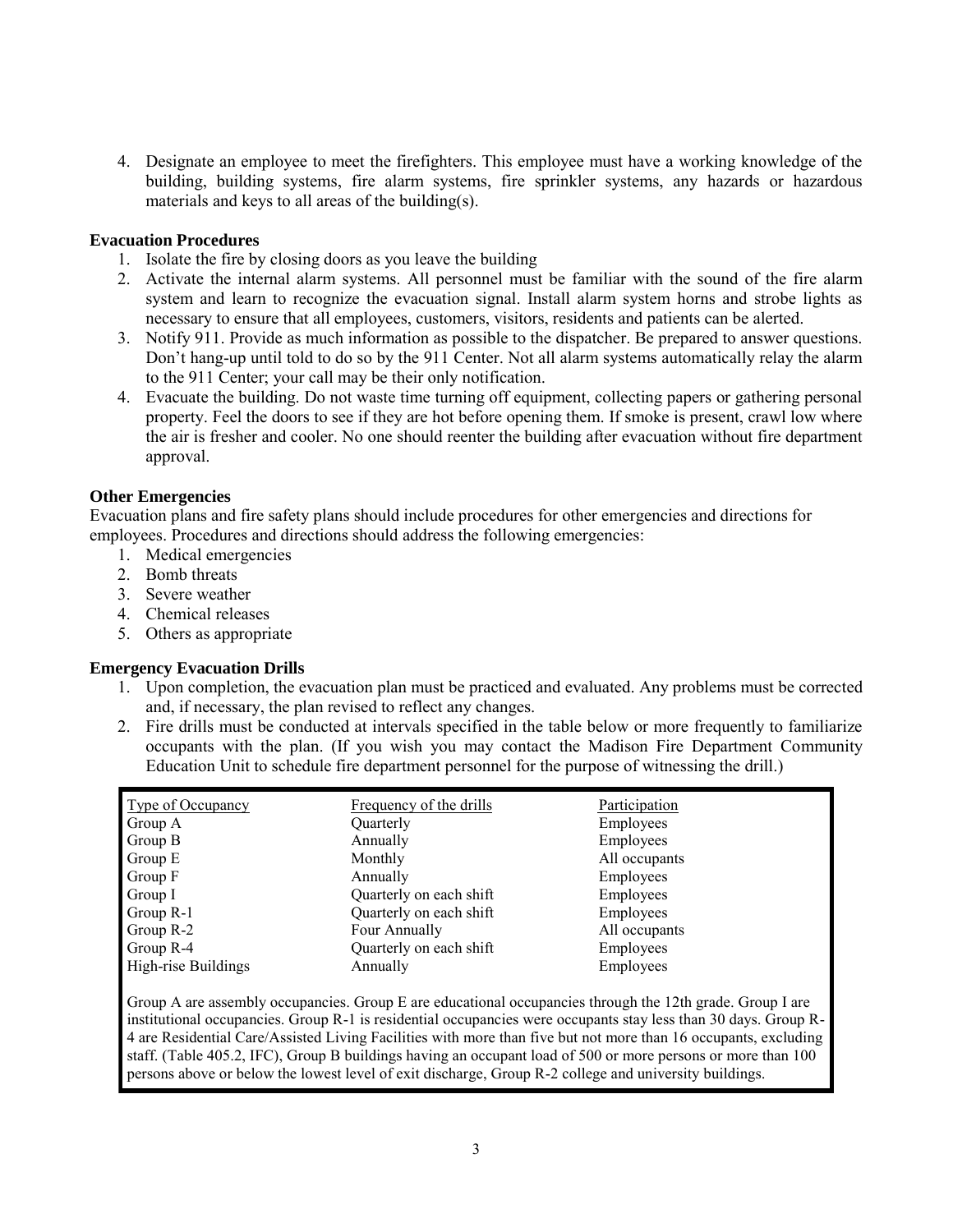4. Designate an employee to meet the firefighters. This employee must have a working knowledge of the building, building systems, fire alarm systems, fire sprinkler systems, any hazards or hazardous materials and keys to all areas of the building(s).

**Evacuation Procedures**

1. Isolate the fire by closing doors as you leave the building
2. Activate the internal alarm systems. All personnel must be familiar with the sound of the fire alarm system and learn to recognize the evacuation signal. Install alarm system horns and strobe lights as necessary to ensure that all employees, customers, visitors, residents and patients can be alerted.
3. Notify 911. Provide as much information as possible to the dispatcher. Be prepared to answer questions. Don't hang-up until told to do so by the 911 Center. Not all alarm systems automatically relay the alarm to the 911 Center; your call may be their only notification.
4. Evacuate the building. Do not waste time turning off equipment, collecting papers or gathering personal property. Feel the doors to see if they are hot before opening them. If smoke is present, crawl low where the air is fresher and cooler. No one should reenter the building after evacuation without fire department approval.

**Other Emergencies**

Evacuation plans and fire safety plans should include procedures for other emergencies and directions for employees. Procedures and directions should address the following emergencies:

1. Medical emergencies
2. Bomb threats
3. Severe weather
4. Chemical releases
5. Others as appropriate

**Emergency Evacuation Drills**

1. Upon completion, the evacuation plan must be practiced and evaluated. Any problems must be corrected and, if necessary, the plan revised to reflect any changes.
2. Fire drills must be conducted at intervals specified in the table below or more frequently to familiarize occupants with the plan. (If you wish you may contact the Madison Fire Department Community Education Unit to schedule fire department personnel for the purpose of witnessing the drill.)

| Type of Occupancy | Frequency of the drills | Participation |
|---|---|---|
| Group A | Quarterly | Employees |
| Group B | Annually | Employees |
| Group E | Monthly | All occupants |
| Group F | Annually | Employees |
| Group I | Quarterly on each shift | Employees |
| Group R-1 | Quarterly on each shift | Employees |
| Group R-2 | Four Annually | All occupants |
| Group R-4 | Quarterly on each shift | Employees |
| High-rise Buildings | Annually | Employees |

Group A are assembly occupancies. Group E are educational occupancies through the 12th grade. Group I are institutional occupancies. Group R-1 is residential occupancies were occupants stay less than 30 days. Group R-4 are Residential Care/Assisted Living Facilities with more than five but not more than 16 occupants, excluding staff. (Table 405.2, IFC), Group B buildings having an occupant load of 500 or more persons or more than 100 persons above or below the lowest level of exit discharge, Group R-2 college and university buildings.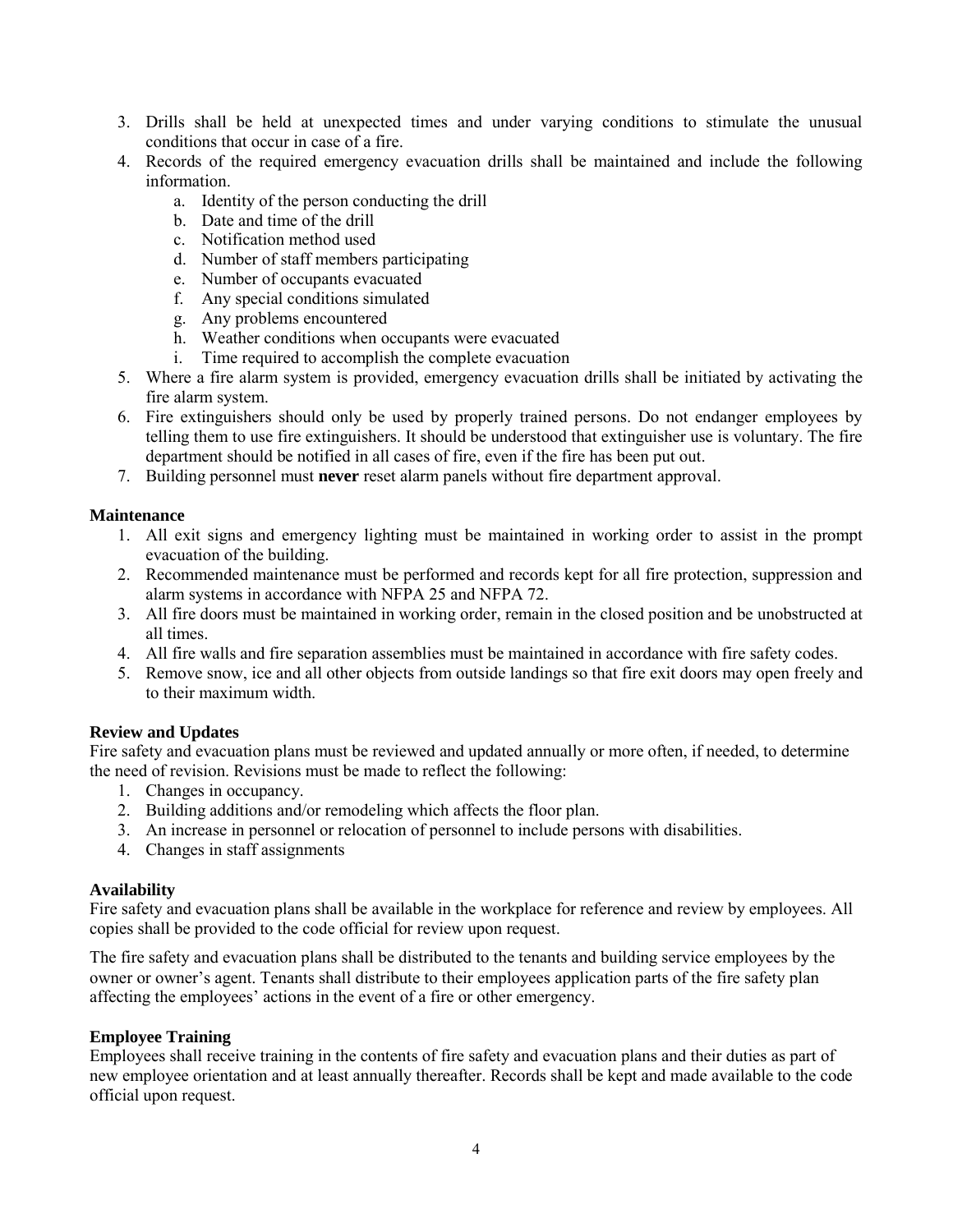3. Drills shall be held at unexpected times and under varying conditions to stimulate the unusual conditions that occur in case of a fire.
4. Records of the required emergency evacuation drills shall be maintained and include the following information.
    a. Identity of the person conducting the drill
    b. Date and time of the drill
    c. Notification method used
    d. Number of staff members participating
    e. Number of occupants evacuated
    f. Any special conditions simulated
    g. Any problems encountered
    h. Weather conditions when occupants were evacuated
    i. Time required to accomplish the complete evacuation
5. Where a fire alarm system is provided, emergency evacuation drills shall be initiated by activating the fire alarm system.
6. Fire extinguishers should only be used by properly trained persons. Do not endanger employees by telling them to use fire extinguishers. It should be understood that extinguisher use is voluntary. The fire department should be notified in all cases of fire, even if the fire has been put out.
7. Building personnel must **never** reset alarm panels without fire department approval.

**Maintenance**

1. All exit signs and emergency lighting must be maintained in working order to assist in the prompt evacuation of the building.
2. Recommended maintenance must be performed and records kept for all fire protection, suppression and alarm systems in accordance with NFPA 25 and NFPA 72.
3. All fire doors must be maintained in working order, remain in the closed position and be unobstructed at all times.
4. All fire walls and fire separation assemblies must be maintained in accordance with fire safety codes.
5. Remove snow, ice and all other objects from outside landings so that fire exit doors may open freely and to their maximum width.

**Review and Updates**

Fire safety and evacuation plans must be reviewed and updated annually or more often, if needed, to determine the need of revision. Revisions must be made to reflect the following:

1. Changes in occupancy.
2. Building additions and/or remodeling which affects the floor plan.
3. An increase in personnel or relocation of personnel to include persons with disabilities.
4. Changes in staff assignments

**Availability**

Fire safety and evacuation plans shall be available in the workplace for reference and review by employees. All copies shall be provided to the code official for review upon request.

The fire safety and evacuation plans shall be distributed to the tenants and building service employees by the owner or owner's agent. Tenants shall distribute to their employees application parts of the fire safety plan affecting the employees' actions in the event of a fire or other emergency.

**Employee Training**

Employees shall receive training in the contents of fire safety and evacuation plans and their duties as part of new employee orientation and at least annually thereafter. Records shall be kept and made available to the code official upon request.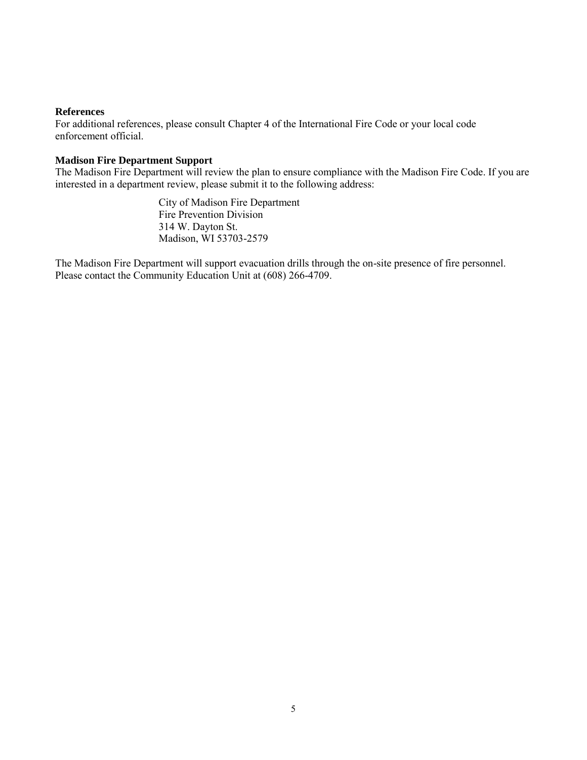**References**

For additional references, please consult Chapter 4 of the International Fire Code or your local code enforcement official.

**Madison Fire Department Support**

The Madison Fire Department will review the plan to ensure compliance with the Madison Fire Code. If you are interested in a department review, please submit it to the following address:

City of Madison Fire Department
Fire Prevention Division
314 W. Dayton St.
Madison, WI 53703-2579

The Madison Fire Department will support evacuation drills through the on-site presence of fire personnel. Please contact the Community Education Unit at (608) 266-4709.